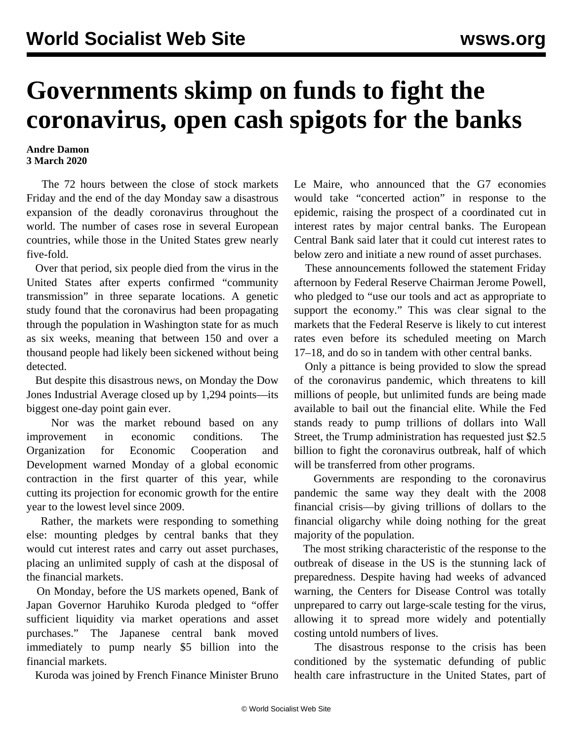# Governments skimp on funds to fight the coronavirus, open cash spigots for the banks

**Andre Damon**
**3 March 2020**

The 72 hours between the close of stock markets Friday and the end of the day Monday saw a disastrous expansion of the deadly coronavirus throughout the world. The number of cases rose in several European countries, while those in the United States grew nearly five-fold.

Over that period, six people died from the virus in the United States after experts confirmed "community transmission" in three separate locations. A genetic study found that the coronavirus had been propagating through the population in Washington state for as much as six weeks, meaning that between 150 and over a thousand people had likely been sickened without being detected.

But despite this disastrous news, on Monday the Dow Jones Industrial Average closed up by 1,294 points—its biggest one-day point gain ever.

Nor was the market rebound based on any improvement in economic conditions. The Organization for Economic Cooperation and Development warned Monday of a global economic contraction in the first quarter of this year, while cutting its projection for economic growth for the entire year to the lowest level since 2009.

Rather, the markets were responding to something else: mounting pledges by central banks that they would cut interest rates and carry out asset purchases, placing an unlimited supply of cash at the disposal of the financial markets.

On Monday, before the US markets opened, Bank of Japan Governor Haruhiko Kuroda pledged to "offer sufficient liquidity via market operations and asset purchases." The Japanese central bank moved immediately to pump nearly $5 billion into the financial markets.

Kuroda was joined by French Finance Minister Bruno Le Maire, who announced that the G7 economies would take "concerted action" in response to the epidemic, raising the prospect of a coordinated cut in interest rates by major central banks. The European Central Bank said later that it could cut interest rates to below zero and initiate a new round of asset purchases.

These announcements followed the statement Friday afternoon by Federal Reserve Chairman Jerome Powell, who pledged to "use our tools and act as appropriate to support the economy." This was clear signal to the markets that the Federal Reserve is likely to cut interest rates even before its scheduled meeting on March 17–18, and do so in tandem with other central banks.

Only a pittance is being provided to slow the spread of the coronavirus pandemic, which threatens to kill millions of people, but unlimited funds are being made available to bail out the financial elite. While the Fed stands ready to pump trillions of dollars into Wall Street, the Trump administration has requested just $2.5 billion to fight the coronavirus outbreak, half of which will be transferred from other programs.

Governments are responding to the coronavirus pandemic the same way they dealt with the 2008 financial crisis—by giving trillions of dollars to the financial oligarchy while doing nothing for the great majority of the population.

The most striking characteristic of the response to the outbreak of disease in the US is the stunning lack of preparedness. Despite having had weeks of advanced warning, the Centers for Disease Control was totally unprepared to carry out large-scale testing for the virus, allowing it to spread more widely and potentially costing untold numbers of lives.

The disastrous response to the crisis has been conditioned by the systematic defunding of public health care infrastructure in the United States, part of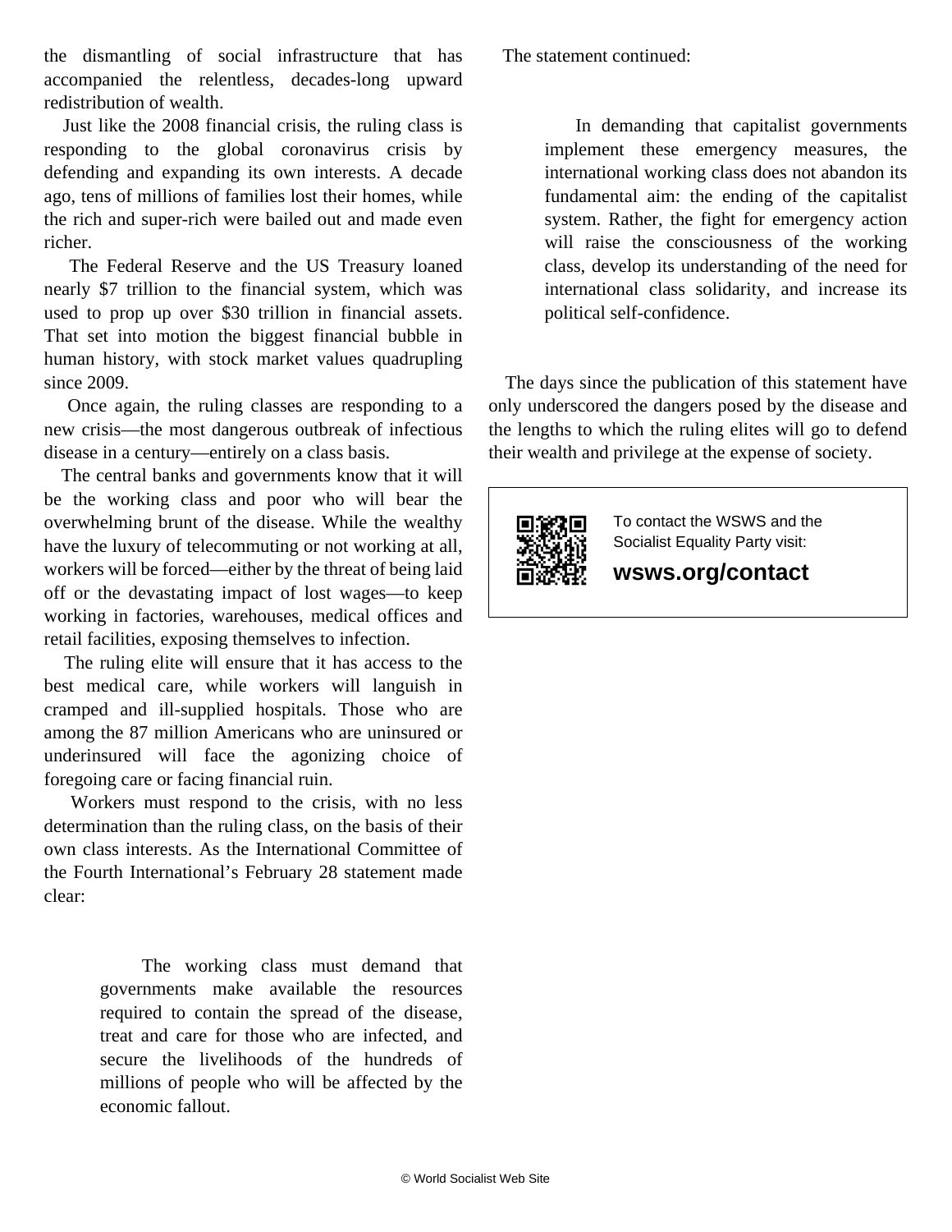the dismantling of social infrastructure that has accompanied the relentless, decades-long upward redistribution of wealth.

Just like the 2008 financial crisis, the ruling class is responding to the global coronavirus crisis by defending and expanding its own interests. A decade ago, tens of millions of families lost their homes, while the rich and super-rich were bailed out and made even richer.

The Federal Reserve and the US Treasury loaned nearly $7 trillion to the financial system, which was used to prop up over $30 trillion in financial assets. That set into motion the biggest financial bubble in human history, with stock market values quadrupling since 2009.

Once again, the ruling classes are responding to a new crisis—the most dangerous outbreak of infectious disease in a century—entirely on a class basis.

The central banks and governments know that it will be the working class and poor who will bear the overwhelming brunt of the disease. While the wealthy have the luxury of telecommuting or not working at all, workers will be forced—either by the threat of being laid off or the devastating impact of lost wages—to keep working in factories, warehouses, medical offices and retail facilities, exposing themselves to infection.

The ruling elite will ensure that it has access to the best medical care, while workers will languish in cramped and ill-supplied hospitals. Those who are among the 87 million Americans who are uninsured or underinsured will face the agonizing choice of foregoing care or facing financial ruin.

Workers must respond to the crisis, with no less determination than the ruling class, on the basis of their own class interests. As the International Committee of the Fourth International's February 28 statement made clear:

> The working class must demand that governments make available the resources required to contain the spread of the disease, treat and care for those who are infected, and secure the livelihoods of the hundreds of millions of people who will be affected by the economic fallout.

The statement continued:

> In demanding that capitalist governments implement these emergency measures, the international working class does not abandon its fundamental aim: the ending of the capitalist system. Rather, the fight for emergency action will raise the consciousness of the working class, develop its understanding of the need for international class solidarity, and increase its political self-confidence.

The days since the publication of this statement have only underscored the dangers posed by the disease and the lengths to which the ruling elites will go to defend their wealth and privilege at the expense of society.

To contact the WSWS and the Socialist Equality Party visit:

**wsws.org/contact**